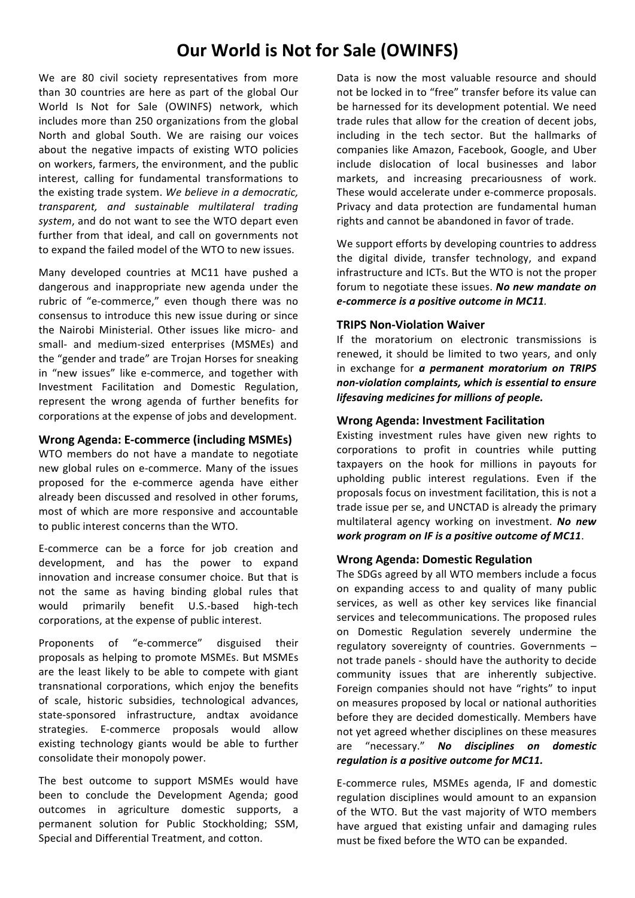# Our World is Not for Sale (OWINFS)

We are 80 civil society representatives from more than 30 countries are here as part of the global Our World Is Not for Sale (OWINFS) network, which includes more than 250 organizations from the global North and global South. We are raising our voices about the negative impacts of existing WTO policies on workers, farmers, the environment, and the public interest, calling for fundamental transformations to the existing trade system. *We believe in a democratic, transparent, and sustainable multilateral trading system*, and do not want to see the WTO depart even further from that ideal, and call on governments not to expand the failed model of the WTO to new issues.

Many developed countries at MC11 have pushed a dangerous and inappropriate new agenda under the rubric of "e-commerce," even though there was no consensus to introduce this new issue during or since the Nairobi Ministerial. Other issues like micro- and small- and medium-sized enterprises (MSMEs) and the "gender and trade" are Trojan Horses for sneaking in "new issues" like e-commerce, and together with Investment Facilitation and Domestic Regulation, represent the wrong agenda of further benefits for corporations at the expense of jobs and development.

## Wrong Agenda: E-commerce (including MSMEs)

WTO members do not have a mandate to negotiate new global rules on e-commerce. Many of the issues proposed for the e-commerce agenda have either already been discussed and resolved in other forums, most of which are more responsive and accountable to public interest concerns than the WTO.

E-commerce can be a force for job creation and development, and has the power to expand innovation and increase consumer choice. But that is not the same as having binding global rules that would primarily benefit U.S.-based high-tech corporations, at the expense of public interest.

Proponents of "e-commerce" disguised their proposals as helping to promote MSMEs. But MSMEs are the least likely to be able to compete with giant transnational corporations, which enjoy the benefits of scale, historic subsidies, technological advances, state-sponsored infrastructure, andtax avoidance strategies. E-commerce proposals would allow existing technology giants would be able to further consolidate their monopoly power.

The best outcome to support MSMEs would have been to conclude the Development Agenda; good outcomes in agriculture domestic supports, a permanent solution for Public Stockholding; SSM, Special and Differential Treatment, and cotton.

Data is now the most valuable resource and should not be locked in to "free" transfer before its value can be harnessed for its development potential. We need trade rules that allow for the creation of decent jobs, including in the tech sector. But the hallmarks of companies like Amazon, Facebook, Google, and Uber include dislocation of local businesses and labor markets, and increasing precariousness of work. These would accelerate under e-commerce proposals. Privacy and data protection are fundamental human rights and cannot be abandoned in favor of trade.

We support efforts by developing countries to address the digital divide, transfer technology, and expand infrastructure and ICTs. But the WTO is not the proper forum to negotiate these issues. ***No new mandate on e-commerce is a positive outcome in MC11***.

## TRIPS Non-Violation Waiver

If the moratorium on electronic transmissions is renewed, it should be limited to two years, and only in exchange for ***a permanent moratorium on TRIPS non-violation complaints, which is essential to ensure lifesaving medicines for millions of people.***

## Wrong Agenda: Investment Facilitation

Existing investment rules have given new rights to corporations to profit in countries while putting taxpayers on the hook for millions in payouts for upholding public interest regulations. Even if the proposals focus on investment facilitation, this is not a trade issue per se, and UNCTAD is already the primary multilateral agency working on investment. ***No new work program on IF is a positive outcome of MC11***.

## Wrong Agenda: Domestic Regulation

The SDGs agreed by all WTO members include a focus on expanding access to and quality of many public services, as well as other key services like financial services and telecommunications. The proposed rules on Domestic Regulation severely undermine the regulatory sovereignty of countries. Governments – not trade panels - should have the authority to decide community issues that are inherently subjective. Foreign companies should not have "rights" to input on measures proposed by local or national authorities before they are decided domestically. Members have not yet agreed whether disciplines on these measures are "necessary." ***No disciplines on domestic regulation is a positive outcome for MC11.***

E-commerce rules, MSMEs agenda, IF and domestic regulation disciplines would amount to an expansion of the WTO. But the vast majority of WTO members have argued that existing unfair and damaging rules must be fixed before the WTO can be expanded.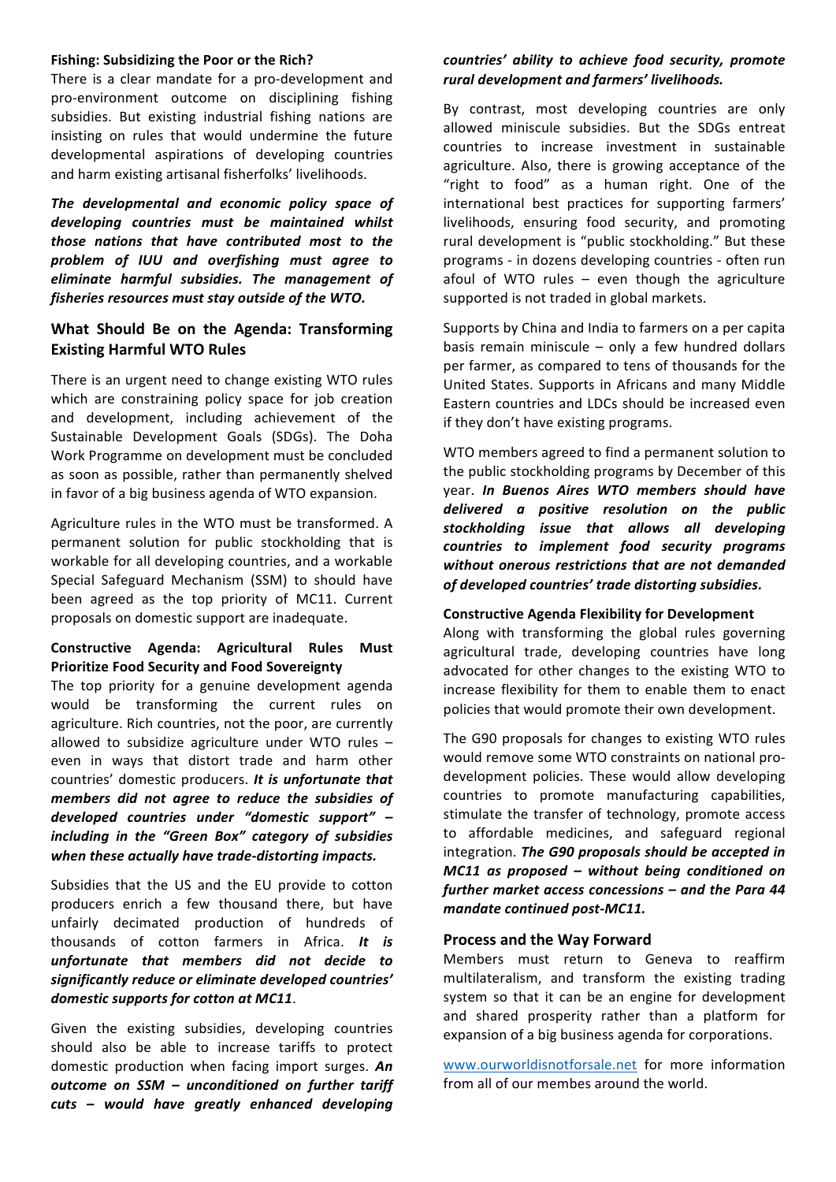**Fishing: Subsidizing the Poor or the Rich?**

There is a clear mandate for a pro-development and pro-environment outcome on disciplining fishing subsidies. But existing industrial fishing nations are insisting on rules that would undermine the future developmental aspirations of developing countries and harm existing artisanal fisherfolks' livelihoods.

***The developmental and economic policy space of developing countries must be maintained whilst those nations that have contributed most to the problem of IUU and overfishing must agree to eliminate harmful subsidies. The management of fisheries resources must stay outside of the WTO.***

## What Should Be on the Agenda: Transforming Existing Harmful WTO Rules

There is an urgent need to change existing WTO rules which are constraining policy space for job creation and development, including achievement of the Sustainable Development Goals (SDGs). The Doha Work Programme on development must be concluded as soon as possible, rather than permanently shelved in favor of a big business agenda of WTO expansion.

Agriculture rules in the WTO must be transformed. A permanent solution for public stockholding that is workable for all developing countries, and a workable Special Safeguard Mechanism (SSM) to should have been agreed as the top priority of MC11. Current proposals on domestic support are inadequate.

**Constructive Agenda: Agricultural Rules Must Prioritize Food Security and Food Sovereignty**

The top priority for a genuine development agenda would be transforming the current rules on agriculture. Rich countries, not the poor, are currently allowed to subsidize agriculture under WTO rules – even in ways that distort trade and harm other countries' domestic producers. ***It is unfortunate that members did not agree to reduce the subsidies of developed countries under "domestic support" – including in the "Green Box" category of subsidies when these actually have trade-distorting impacts.***

Subsidies that the US and the EU provide to cotton producers enrich a few thousand there, but have unfairly decimated production of hundreds of thousands of cotton farmers in Africa. ***It is unfortunate that members did not decide to significantly reduce or eliminate developed countries' domestic supports for cotton at MC11.***

Given the existing subsidies, developing countries should also be able to increase tariffs to protect domestic production when facing import surges. ***An outcome on SSM – unconditioned on further tariff cuts – would have greatly enhanced developing countries' ability to achieve food security, promote rural development and farmers' livelihoods.***

By contrast, most developing countries are only allowed miniscule subsidies. But the SDGs entreat countries to increase investment in sustainable agriculture. Also, there is growing acceptance of the "right to food" as a human right. One of the international best practices for supporting farmers' livelihoods, ensuring food security, and promoting rural development is "public stockholding." But these programs - in dozens developing countries - often run afoul of WTO rules – even though the agriculture supported is not traded in global markets.

Supports by China and India to farmers on a per capita basis remain miniscule – only a few hundred dollars per farmer, as compared to tens of thousands for the United States. Supports in Africans and many Middle Eastern countries and LDCs should be increased even if they don't have existing programs.

WTO members agreed to find a permanent solution to the public stockholding programs by December of this year. ***In Buenos Aires WTO members should have delivered a positive resolution on the public stockholding issue that allows all developing countries to implement food security programs without onerous restrictions that are not demanded of developed countries' trade distorting subsidies.***

**Constructive Agenda Flexibility for Development**

Along with transforming the global rules governing agricultural trade, developing countries have long advocated for other changes to the existing WTO to increase flexibility for them to enable them to enact policies that would promote their own development.

The G90 proposals for changes to existing WTO rules would remove some WTO constraints on national pro-development policies. These would allow developing countries to promote manufacturing capabilities, stimulate the transfer of technology, promote access to affordable medicines, and safeguard regional integration. ***The G90 proposals should be accepted in MC11 as proposed – without being conditioned on further market access concessions – and the Para 44 mandate continued post-MC11.***

## Process and the Way Forward

Members must return to Geneva to reaffirm multilateralism, and transform the existing trading system so that it can be an engine for development and shared prosperity rather than a platform for expansion of a big business agenda for corporations.

www.ourworldisnotforsale.net for more information from all of our membes around the world.